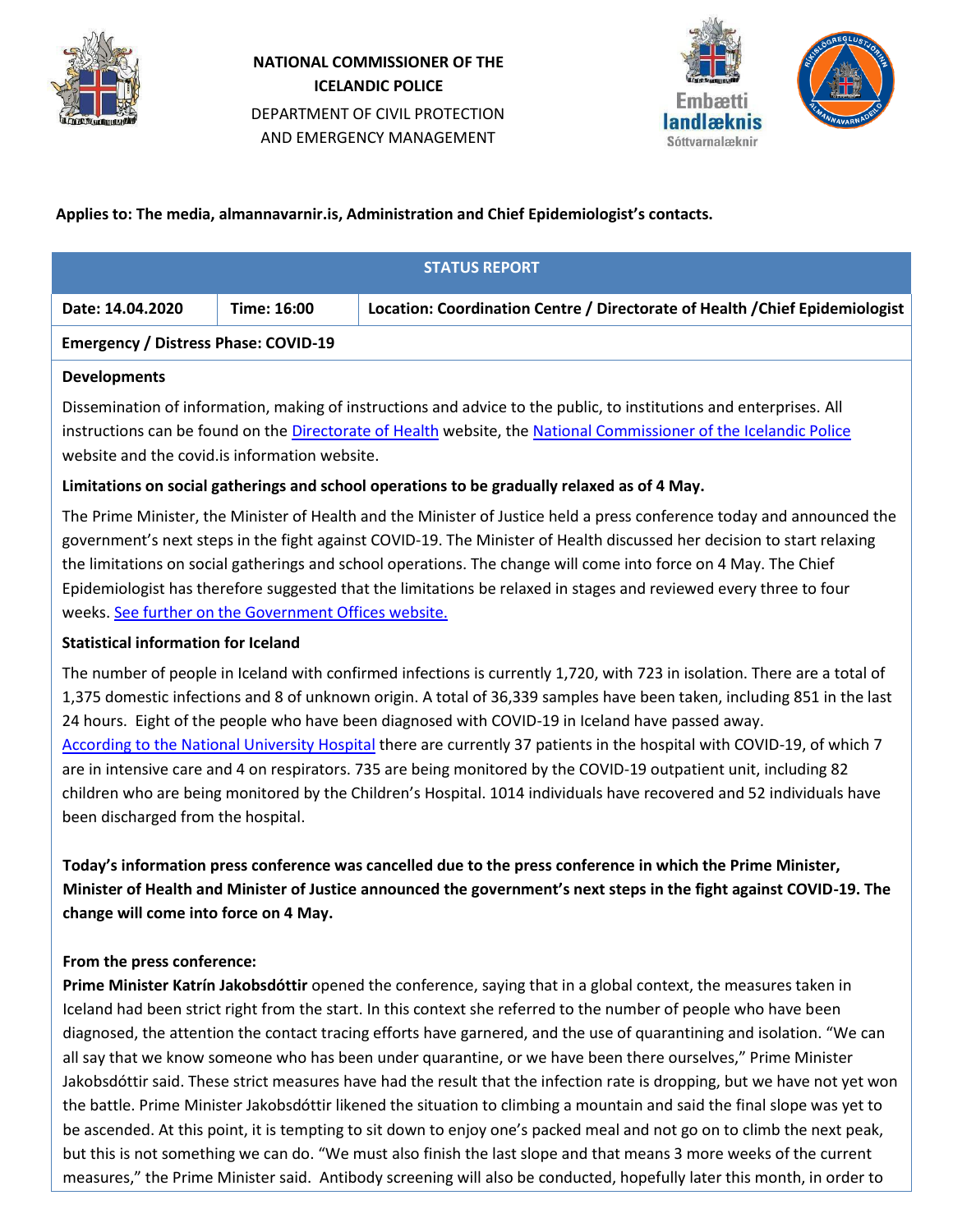**NATIONAL COMMISSIONER OF THE ICELANDIC POLICE**

DEPARTMENT OF CIVIL PROTECTION AND EMERGENCY MANAGEMENT

Embætti landlæknis
Sóttvarnalæknir

**Applies to: The media, almannavarnir.is, Administration and Chief Epidemiologist's contacts.**

| STATUS REPORT | | |
|---|---|---|
| **Date: 14.04.2020** | **Time: 16:00** | **Location: Coordination Centre / Directorate of Health /Chief Epidemiologist** |
| **Emergency / Distress Phase: COVID-19** | | |

**Developments**

Dissemination of information, making of instructions and advice to the public, to institutions and enterprises. All instructions can be found on the Directorate of Health website, the National Commissioner of the Icelandic Police website and the covid.is information website.

**Limitations on social gatherings and school operations to be gradually relaxed as of 4 May.**

The Prime Minister, the Minister of Health and the Minister of Justice held a press conference today and announced the government's next steps in the fight against COVID-19. The Minister of Health discussed her decision to start relaxing the limitations on social gatherings and school operations. The change will come into force on 4 May. The Chief Epidemiologist has therefore suggested that the limitations be relaxed in stages and reviewed every three to four weeks. See further on the Government Offices website.

**Statistical information for Iceland**

The number of people in Iceland with confirmed infections is currently 1,720, with 723 in isolation. There are a total of 1,375 domestic infections and 8 of unknown origin. A total of 36,339 samples have been taken, including 851 in the last 24 hours. Eight of the people who have been diagnosed with COVID-19 in Iceland have passed away. According to the National University Hospital there are currently 37 patients in the hospital with COVID-19, of which 7 are in intensive care and 4 on respirators. 735 are being monitored by the COVID-19 outpatient unit, including 82 children who are being monitored by the Children's Hospital. 1014 individuals have recovered and 52 individuals have been discharged from the hospital.

**Today's information press conference was cancelled due to the press conference in which the Prime Minister, Minister of Health and Minister of Justice announced the government's next steps in the fight against COVID-19. The change will come into force on 4 May.**

**From the press conference:**

**Prime Minister Katrín Jakobsdóttir** opened the conference, saying that in a global context, the measures taken in Iceland had been strict right from the start. In this context she referred to the number of people who have been diagnosed, the attention the contact tracing efforts have garnered, and the use of quarantining and isolation. "We can all say that we know someone who has been under quarantine, or we have been there ourselves," Prime Minister Jakobsdóttir said. These strict measures have had the result that the infection rate is dropping, but we have not yet won the battle. Prime Minister Jakobsdóttir likened the situation to climbing a mountain and said the final slope was yet to be ascended. At this point, it is tempting to sit down to enjoy one's packed meal and not go on to climb the next peak, but this is not something we can do. "We must also finish the last slope and that means 3 more weeks of the current measures," the Prime Minister said. Antibody screening will also be conducted, hopefully later this month, in order to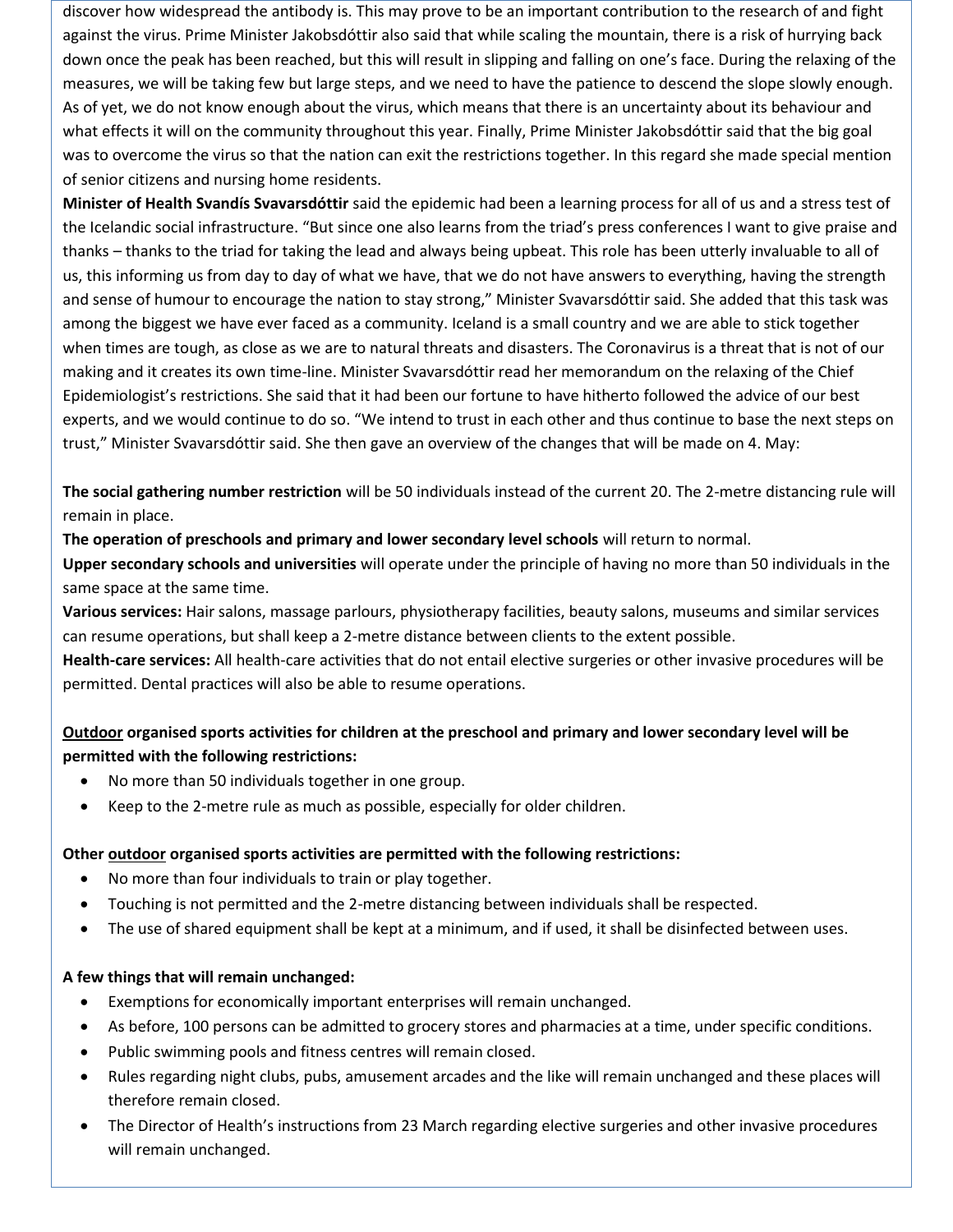discover how widespread the antibody is. This may prove to be an important contribution to the research of and fight against the virus. Prime Minister Jakobsdóttir also said that while scaling the mountain, there is a risk of hurrying back down once the peak has been reached, but this will result in slipping and falling on one's face. During the relaxing of the measures, we will be taking few but large steps, and we need to have the patience to descend the slope slowly enough. As of yet, we do not know enough about the virus, which means that there is an uncertainty about its behaviour and what effects it will on the community throughout this year. Finally, Prime Minister Jakobsdóttir said that the big goal was to overcome the virus so that the nation can exit the restrictions together. In this regard she made special mention of senior citizens and nursing home residents.

**Minister of Health Svandís Svavarsdóttir** said the epidemic had been a learning process for all of us and a stress test of the Icelandic social infrastructure. "But since one also learns from the triad's press conferences I want to give praise and thanks – thanks to the triad for taking the lead and always being upbeat. This role has been utterly invaluable to all of us, this informing us from day to day of what we have, that we do not have answers to everything, having the strength and sense of humour to encourage the nation to stay strong," Minister Svavarsdóttir said. She added that this task was among the biggest we have ever faced as a community. Iceland is a small country and we are able to stick together when times are tough, as close as we are to natural threats and disasters. The Coronavirus is a threat that is not of our making and it creates its own time-line. Minister Svavarsdóttir read her memorandum on the relaxing of the Chief Epidemiologist's restrictions. She said that it had been our fortune to have hitherto followed the advice of our best experts, and we would continue to do so. "We intend to trust in each other and thus continue to base the next steps on trust," Minister Svavarsdóttir said. She then gave an overview of the changes that will be made on 4. May:

**The social gathering number restriction** will be 50 individuals instead of the current 20. The 2-metre distancing rule will remain in place.

**The operation of preschools and primary and lower secondary level schools** will return to normal.

**Upper secondary schools and universities** will operate under the principle of having no more than 50 individuals in the same space at the same time.

**Various services:** Hair salons, massage parlours, physiotherapy facilities, beauty salons, museums and similar services can resume operations, but shall keep a 2-metre distance between clients to the extent possible.

**Health-care services:** All health-care activities that do not entail elective surgeries or other invasive procedures will be permitted. Dental practices will also be able to resume operations.

**<u>Outdoor</u> organised sports activities for children at the preschool and primary and lower secondary level will be permitted with the following restrictions:**

- No more than 50 individuals together in one group.
- Keep to the 2-metre rule as much as possible, especially for older children.

**Other <u>outdoor</u> organised sports activities are permitted with the following restrictions:**

- No more than four individuals to train or play together.
- Touching is not permitted and the 2-metre distancing between individuals shall be respected.
- The use of shared equipment shall be kept at a minimum, and if used, it shall be disinfected between uses.

**A few things that will remain unchanged:**

- Exemptions for economically important enterprises will remain unchanged.
- As before, 100 persons can be admitted to grocery stores and pharmacies at a time, under specific conditions.
- Public swimming pools and fitness centres will remain closed.
- Rules regarding night clubs, pubs, amusement arcades and the like will remain unchanged and these places will therefore remain closed.
- The Director of Health's instructions from 23 March regarding elective surgeries and other invasive procedures will remain unchanged.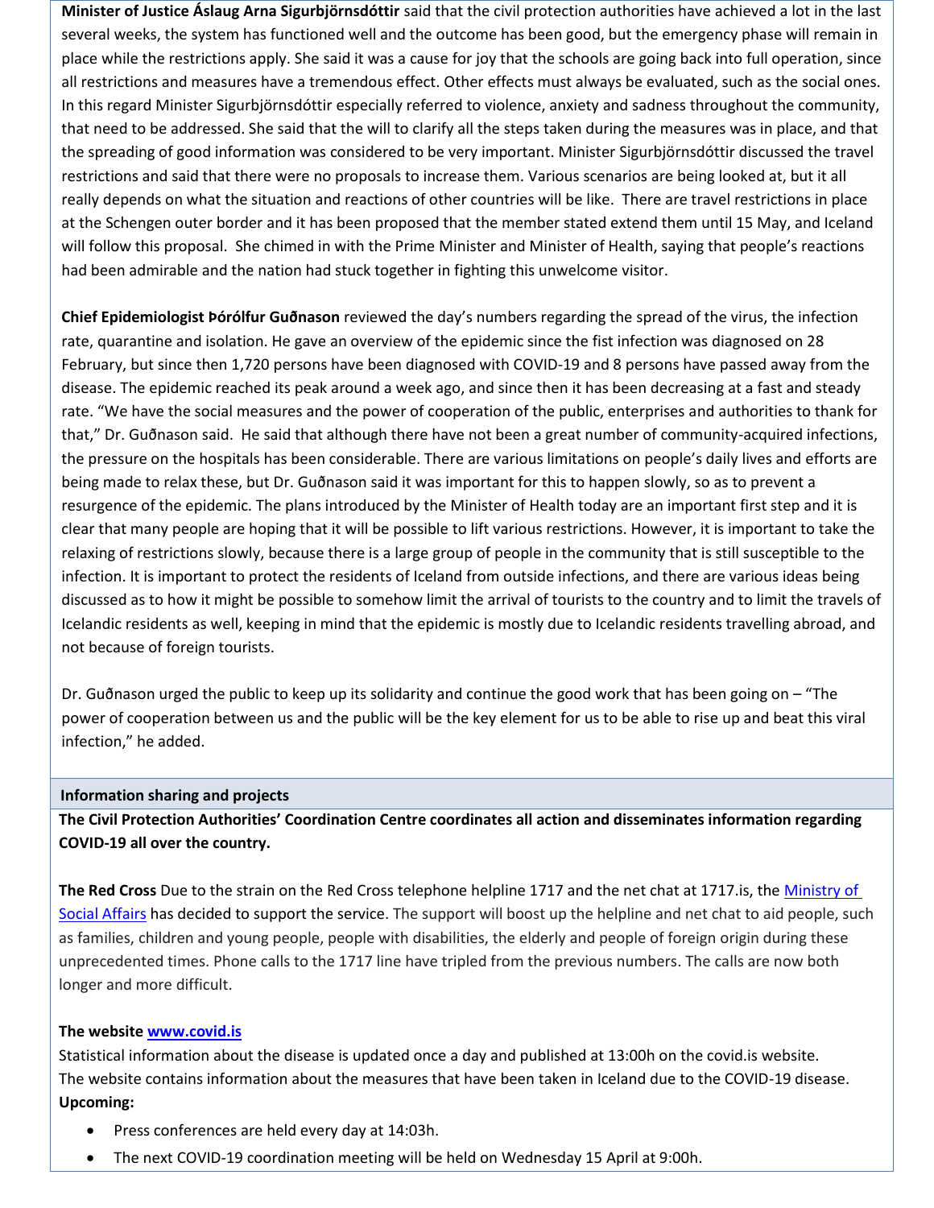**Minister of Justice Áslaug Arna Sigurbjörnsdóttir** said that the civil protection authorities have achieved a lot in the last several weeks, the system has functioned well and the outcome has been good, but the emergency phase will remain in place while the restrictions apply. She said it was a cause for joy that the schools are going back into full operation, since all restrictions and measures have a tremendous effect. Other effects must always be evaluated, such as the social ones. In this regard Minister Sigurbjörnsdóttir especially referred to violence, anxiety and sadness throughout the community, that need to be addressed. She said that the will to clarify all the steps taken during the measures was in place, and that the spreading of good information was considered to be very important. Minister Sigurbjörnsdóttir discussed the travel restrictions and said that there were no proposals to increase them. Various scenarios are being looked at, but it all really depends on what the situation and reactions of other countries will be like. There are travel restrictions in place at the Schengen outer border and it has been proposed that the member stated extend them until 15 May, and Iceland will follow this proposal. She chimed in with the Prime Minister and Minister of Health, saying that people's reactions had been admirable and the nation had stuck together in fighting this unwelcome visitor.

**Chief Epidemiologist Þórólfur Guðnason** reviewed the day's numbers regarding the spread of the virus, the infection rate, quarantine and isolation. He gave an overview of the epidemic since the fist infection was diagnosed on 28 February, but since then 1,720 persons have been diagnosed with COVID-19 and 8 persons have passed away from the disease. The epidemic reached its peak around a week ago, and since then it has been decreasing at a fast and steady rate. "We have the social measures and the power of cooperation of the public, enterprises and authorities to thank for that," Dr. Guðnason said. He said that although there have not been a great number of community-acquired infections, the pressure on the hospitals has been considerable. There are various limitations on people's daily lives and efforts are being made to relax these, but Dr. Guðnason said it was important for this to happen slowly, so as to prevent a resurgence of the epidemic. The plans introduced by the Minister of Health today are an important first step and it is clear that many people are hoping that it will be possible to lift various restrictions. However, it is important to take the relaxing of restrictions slowly, because there is a large group of people in the community that is still susceptible to the infection. It is important to protect the residents of Iceland from outside infections, and there are various ideas being discussed as to how it might be possible to somehow limit the arrival of tourists to the country and to limit the travels of Icelandic residents as well, keeping in mind that the epidemic is mostly due to Icelandic residents travelling abroad, and not because of foreign tourists.

Dr. Guðnason urged the public to keep up its solidarity and continue the good work that has been going on – "The power of cooperation between us and the public will be the key element for us to be able to rise up and beat this viral infection," he added.

## Information sharing and projects

**The Civil Protection Authorities' Coordination Centre coordinates all action and disseminates information regarding COVID-19 all over the country.**

**The Red Cross** Due to the strain on the Red Cross telephone helpline 1717 and the net chat at 1717.is, the Ministry of Social Affairs has decided to support the service. The support will boost up the helpline and net chat to aid people, such as families, children and young people, people with disabilities, the elderly and people of foreign origin during these unprecedented times. Phone calls to the 1717 line have tripled from the previous numbers. The calls are now both longer and more difficult.

**The website www.covid.is**

Statistical information about the disease is updated once a day and published at 13:00h on the covid.is website.
The website contains information about the measures that have been taken in Iceland due to the COVID-19 disease.

**Upcoming:**

- Press conferences are held every day at 14:03h.
- The next COVID-19 coordination meeting will be held on Wednesday 15 April at 9:00h.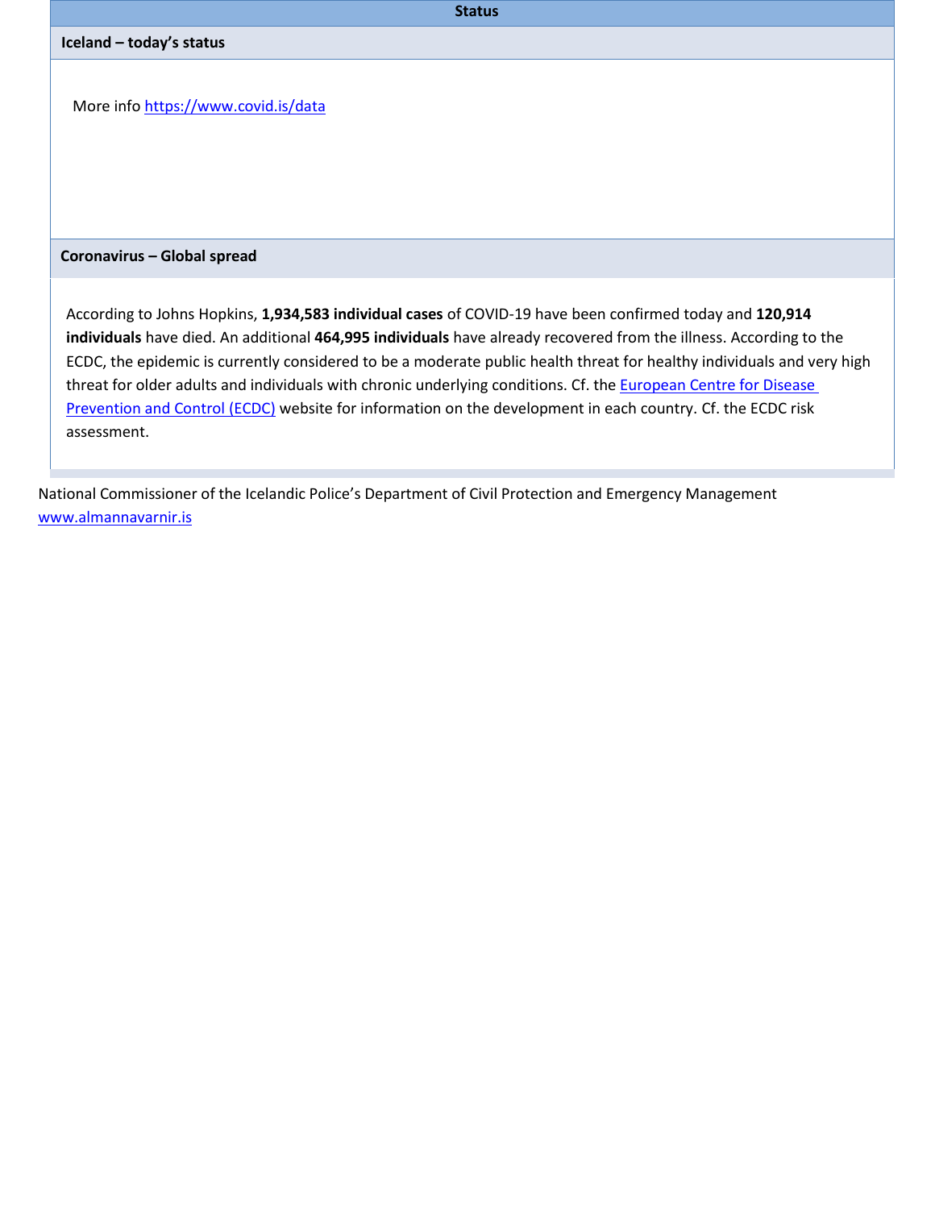| Status |
| --- |
| **Iceland – today's status** |
| More info https://www.covid.is/data |
| **Coronavirus – Global spread** |
| According to Johns Hopkins, **1,934,583 individual cases** of COVID-19 have been confirmed today and **120,914 individuals** have died. An additional **464,995 individuals** have already recovered from the illness. According to the ECDC, the epidemic is currently considered to be a moderate public health threat for healthy individuals and very high threat for older adults and individuals with chronic underlying conditions. Cf. the European Centre for Disease Prevention and Control (ECDC) website for information on the development in each country. Cf. the ECDC risk assessment. |

National Commissioner of the Icelandic Police's Department of Civil Protection and Emergency Management
www.almannavarnir.is